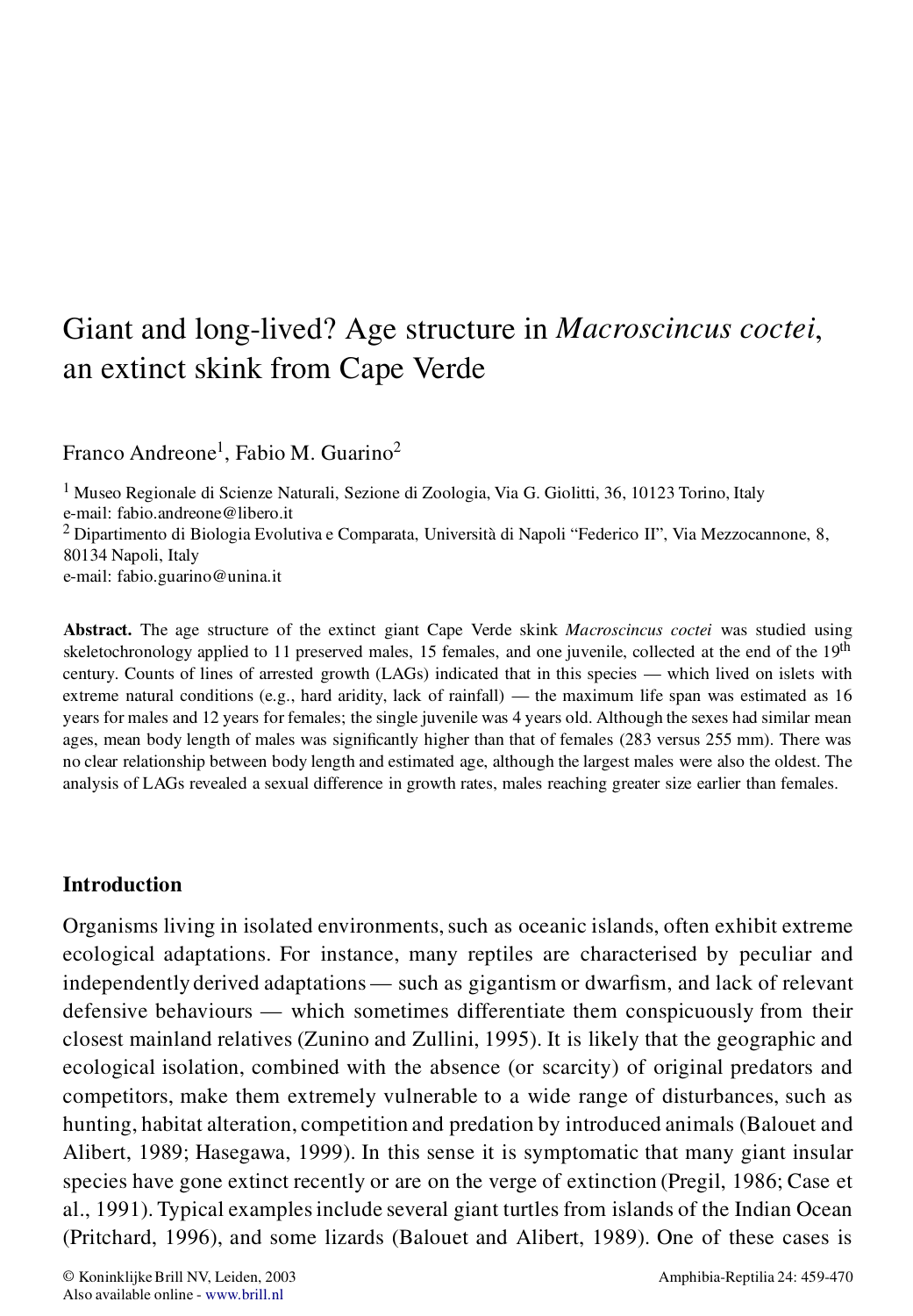# Giant and long-lived? Age structure in *Macroscincus coctei*, an extinct skink from Cape Verde

Franco Andreone[1], Fabio M. Guarino[2]

[1] Museo Regionale di Scienze Naturali, Sezione di Zoologia, Via G. Giolitti, 36, 10123 Torino, Italy
e-mail: fabio.andreone@libero.it
[2] Dipartimento di Biologia Evolutiva e Comparata, Università di Napoli "Federico II", Via Mezzocannone, 8, 80134 Napoli, Italy
e-mail: fabio.guarino@unina.it

**Abstract.** The age structure of the extinct giant Cape Verde skink *Macroscincus coctei* was studied using skeletochronology applied to 11 preserved males, 15 females, and one juvenile, collected at the end of the 19$^{th}$ century. Counts of lines of arrested growth (LAGs) indicated that in this species — which lived on islets with extreme natural conditions (e.g., hard aridity, lack of rainfall) — the maximum life span was estimated as 16 years for males and 12 years for females; the single juvenile was 4 years old. Although the sexes had similar mean ages, mean body length of males was significantly higher than that of females (283 versus 255 mm). There was no clear relationship between body length and estimated age, although the largest males were also the oldest. The analysis of LAGs revealed a sexual difference in growth rates, males reaching greater size earlier than females.

## Introduction

Organisms living in isolated environments, such as oceanic islands, often exhibit extreme ecological adaptations. For instance, many reptiles are characterised by peculiar and independently derived adaptations — such as gigantism or dwarfism, and lack of relevant defensive behaviours — which sometimes differentiate them conspicuously from their closest mainland relatives (Zunino and Zullini, 1995). It is likely that the geographic and ecological isolation, combined with the absence (or scarcity) of original predators and competitors, make them extremely vulnerable to a wide range of disturbances, such as hunting, habitat alteration, competition and predation by introduced animals (Balouet and Alibert, 1989; Hasegawa, 1999). In this sense it is symptomatic that many giant insular species have gone extinct recently or are on the verge of extinction (Pregil, 1986; Case et al., 1991). Typical examples include several giant turtles from islands of the Indian Ocean (Pritchard, 1996), and some lizards (Balouet and Alibert, 1989). One of these cases is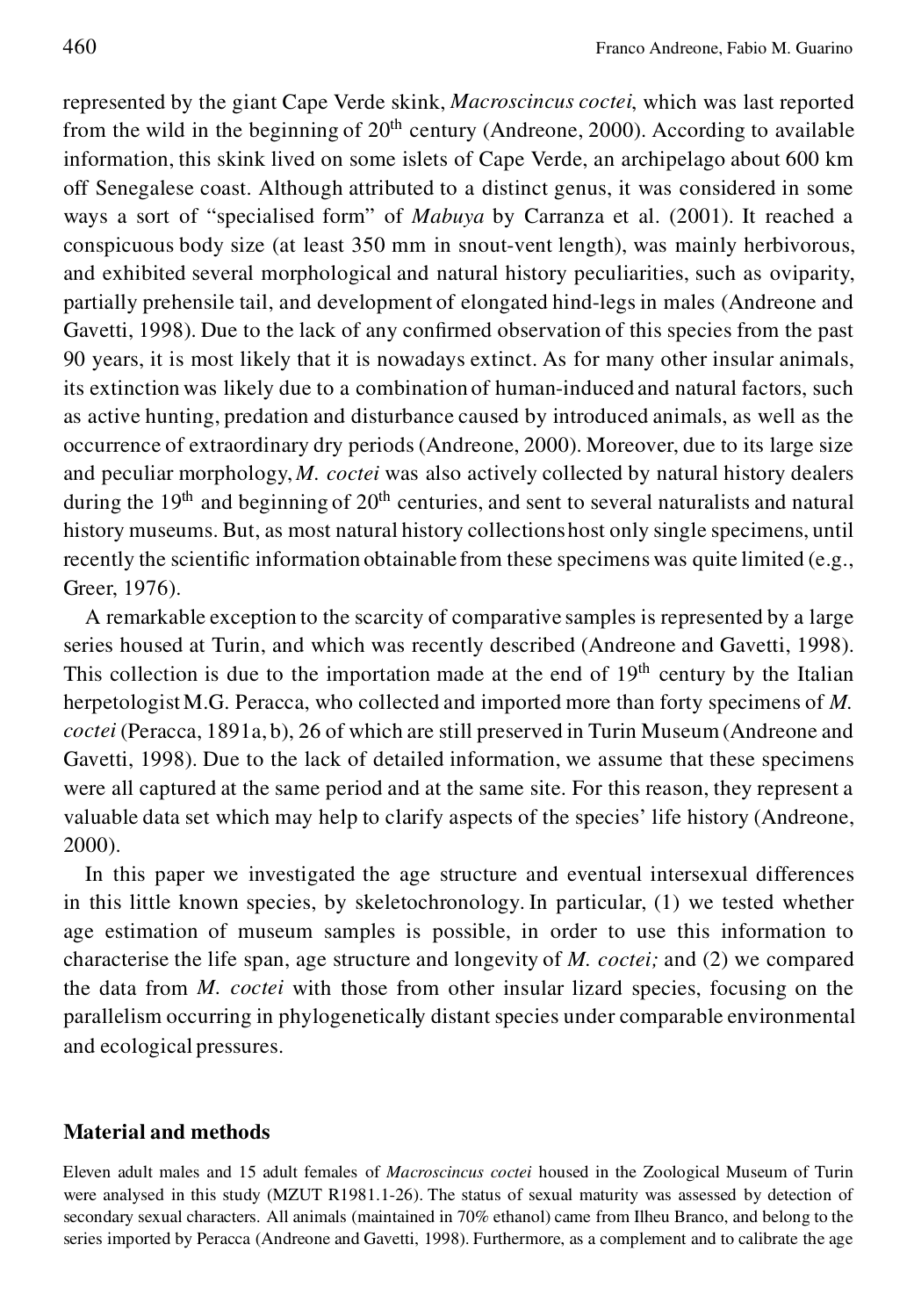represented by the giant Cape Verde skink, *Macroscincus coctei*, which was last reported from the wild in the beginning of 20th century (Andreone, 2000). According to available information, this skink lived on some islets of Cape Verde, an archipelago about 600 km off Senegalese coast. Although attributed to a distinct genus, it was considered in some ways a sort of "specialised form" of *Mabuya* by Carranza et al. (2001). It reached a conspicuous body size (at least 350 mm in snout-vent length), was mainly herbivorous, and exhibited several morphological and natural history peculiarities, such as oviparity, partially prehensile tail, and development of elongated hind-legs in males (Andreone and Gavetti, 1998). Due to the lack of any confirmed observation of this species from the past 90 years, it is most likely that it is nowadays extinct. As for many other insular animals, its extinction was likely due to a combination of human-induced and natural factors, such as active hunting, predation and disturbance caused by introduced animals, as well as the occurrence of extraordinary dry periods (Andreone, 2000). Moreover, due to its large size and peculiar morphology, *M. coctei* was also actively collected by natural history dealers during the 19th and beginning of 20th centuries, and sent to several naturalists and natural history museums. But, as most natural history collections host only single specimens, until recently the scientific information obtainable from these specimens was quite limited (e.g., Greer, 1976).

A remarkable exception to the scarcity of comparative samples is represented by a large series housed at Turin, and which was recently described (Andreone and Gavetti, 1998). This collection is due to the importation made at the end of 19th century by the Italian herpetologist M.G. Peracca, who collected and imported more than forty specimens of *M. coctei* (Peracca, 1891a, b), 26 of which are still preserved in Turin Museum (Andreone and Gavetti, 1998). Due to the lack of detailed information, we assume that these specimens were all captured at the same period and at the same site. For this reason, they represent a valuable data set which may help to clarify aspects of the species' life history (Andreone, 2000).

In this paper we investigated the age structure and eventual intersexual differences in this little known species, by skeletochronology. In particular, (1) we tested whether age estimation of museum samples is possible, in order to use this information to characterise the life span, age structure and longevity of *M. coctei;* and (2) we compared the data from *M. coctei* with those from other insular lizard species, focusing on the parallelism occurring in phylogenetically distant species under comparable environmental and ecological pressures.

## Material and methods

Eleven adult males and 15 adult females of *Macroscincus coctei* housed in the Zoological Museum of Turin were analysed in this study (MZUT R1981.1-26). The status of sexual maturity was assessed by detection of secondary sexual characters. All animals (maintained in 70% ethanol) came from Ilheu Branco, and belong to the series imported by Peracca (Andreone and Gavetti, 1998). Furthermore, as a complement and to calibrate the age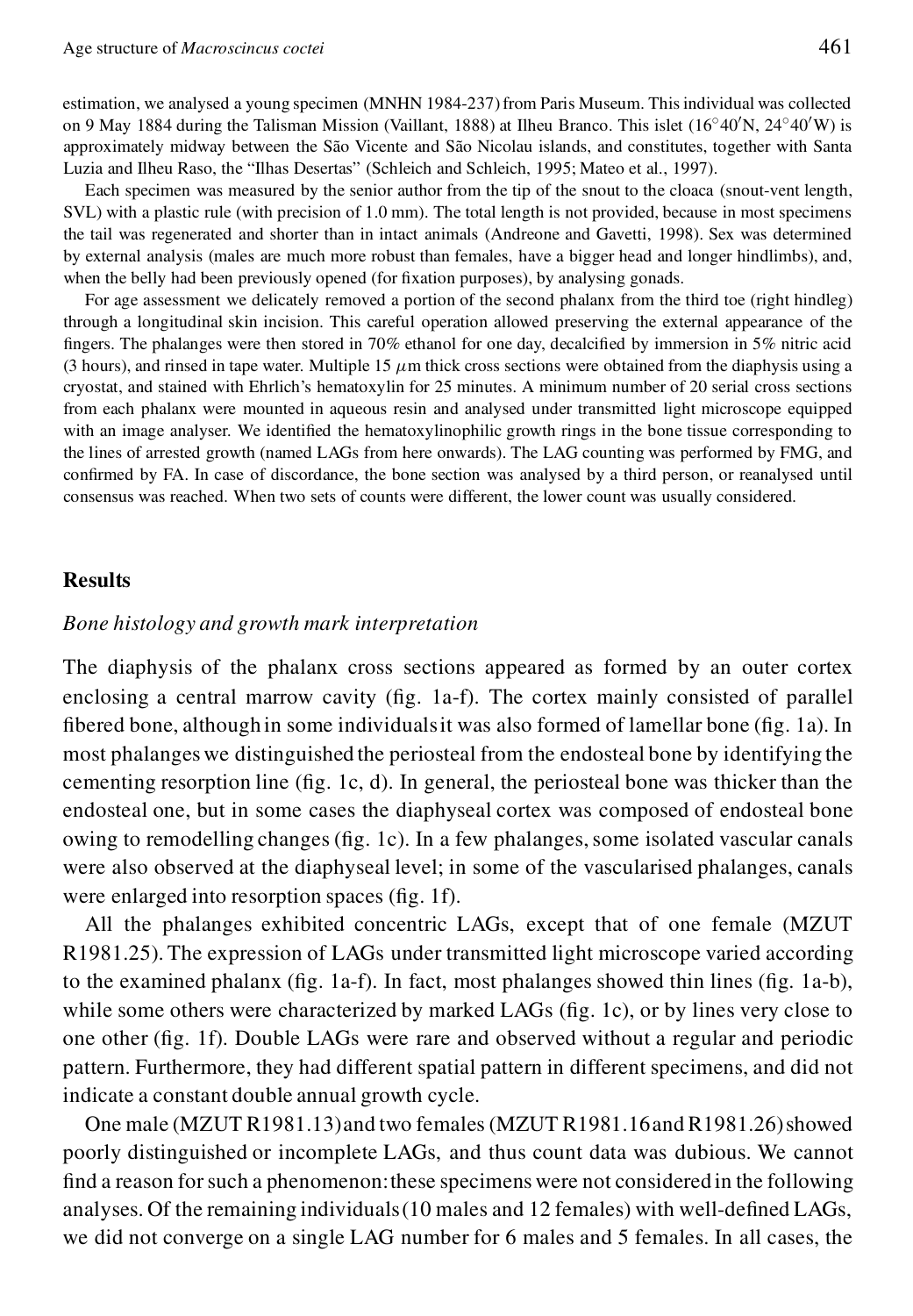estimation, we analysed a young specimen (MNHN 1984-237) from Paris Museum. This individual was collected on 9 May 1884 during the Talisman Mission (Vaillant, 1888) at Ilheu Branco. This islet (16°40′N, 24°40′W) is approximately midway between the São Vicente and São Nicolau islands, and constitutes, together with Santa Luzia and Ilheu Raso, the "Ilhas Desertas" (Schleich and Schleich, 1995; Mateo et al., 1997).

Each specimen was measured by the senior author from the tip of the snout to the cloaca (snout-vent length, SVL) with a plastic rule (with precision of 1.0 mm). The total length is not provided, because in most specimens the tail was regenerated and shorter than in intact animals (Andreone and Gavetti, 1998). Sex was determined by external analysis (males are much more robust than females, have a bigger head and longer hindlimbs), and, when the belly had been previously opened (for fixation purposes), by analysing gonads.

For age assessment we delicately removed a portion of the second phalanx from the third toe (right hindleg) through a longitudinal skin incision. This careful operation allowed preserving the external appearance of the fingers. The phalanges were then stored in 70% ethanol for one day, decalcified by immersion in 5% nitric acid (3 hours), and rinsed in tape water. Multiple 15 $\mu$m thick cross sections were obtained from the diaphysis using a cryostat, and stained with Ehrlich's hematoxylin for 25 minutes. A minimum number of 20 serial cross sections from each phalanx were mounted in aqueous resin and analysed under transmitted light microscope equipped with an image analyser. We identified the hematoxylinophilic growth rings in the bone tissue corresponding to the lines of arrested growth (named LAGs from here onwards). The LAG counting was performed by FMG, and confirmed by FA. In case of discordance, the bone section was analysed by a third person, or reanalysed until consensus was reached. When two sets of counts were different, the lower count was usually considered.

## Results

### *Bone histology and growth mark interpretation*

The diaphysis of the phalanx cross sections appeared as formed by an outer cortex enclosing a central marrow cavity (fig. 1a-f). The cortex mainly consisted of parallel fibered bone, although in some individuals it was also formed of lamellar bone (fig. 1a). In most phalanges we distinguished the periosteal from the endosteal bone by identifying the cementing resorption line (fig. 1c, d). In general, the periosteal bone was thicker than the endosteal one, but in some cases the diaphyseal cortex was composed of endosteal bone owing to remodelling changes (fig. 1c). In a few phalanges, some isolated vascular canals were also observed at the diaphyseal level; in some of the vascularised phalanges, canals were enlarged into resorption spaces (fig. 1f).

All the phalanges exhibited concentric LAGs, except that of one female (MZUT R1981.25). The expression of LAGs under transmitted light microscope varied according to the examined phalanx (fig. 1a-f). In fact, most phalanges showed thin lines (fig. 1a-b), while some others were characterized by marked LAGs (fig. 1c), or by lines very close to one other (fig. 1f). Double LAGs were rare and observed without a regular and periodic pattern. Furthermore, they had different spatial pattern in different specimens, and did not indicate a constant double annual growth cycle.

One male (MZUT R1981.13) and two females (MZUT R1981.16 and R1981.26) showed poorly distinguished or incomplete LAGs, and thus count data was dubious. We cannot find a reason for such a phenomenon: these specimens were not considered in the following analyses. Of the remaining individuals (10 males and 12 females) with well-defined LAGs, we did not converge on a single LAG number for 6 males and 5 females. In all cases, the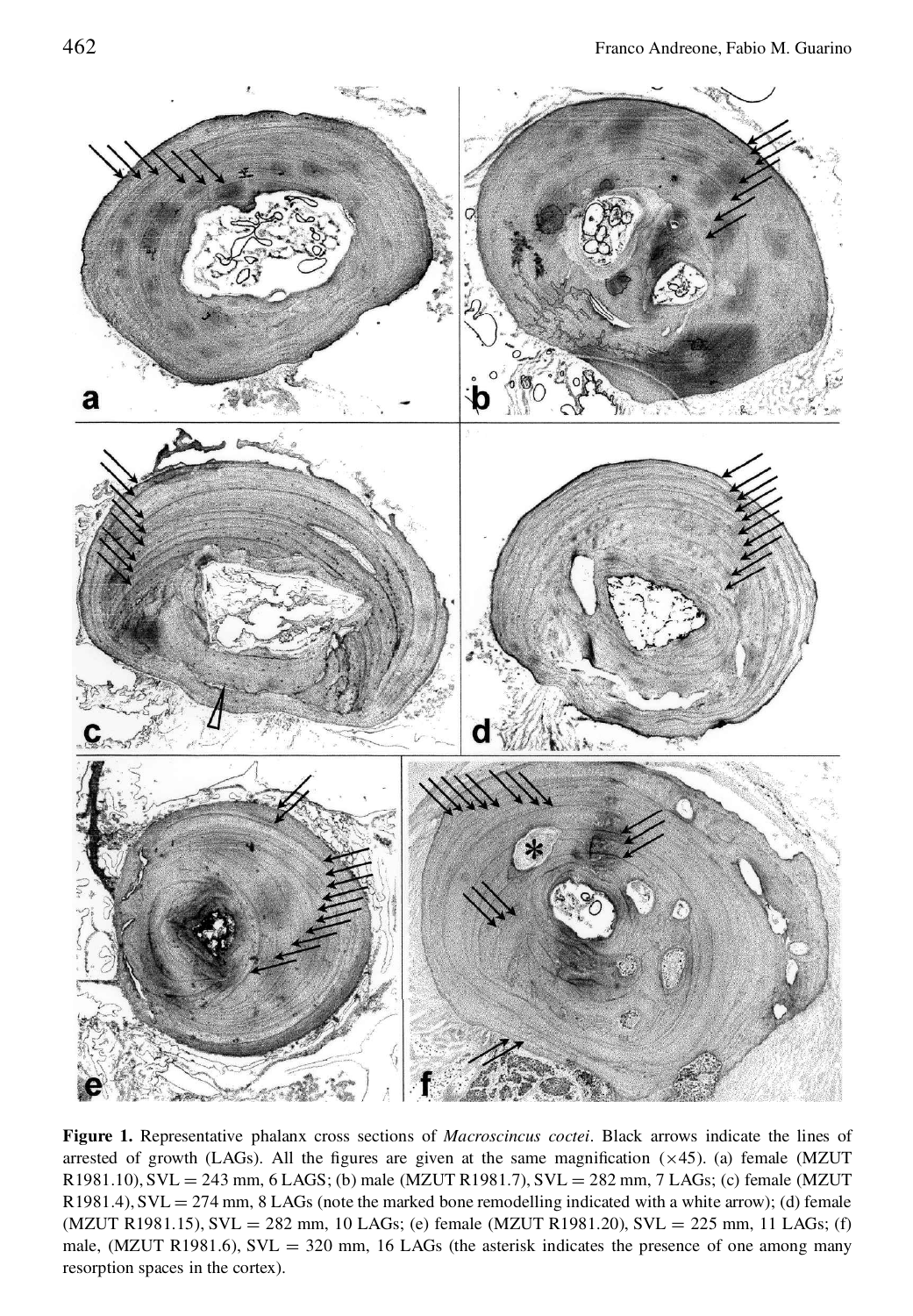**Figure 1.** Representative phalanx cross sections of *Macroscincus coctei*. Black arrows indicate the lines of arrested of growth (LAGs). All the figures are given at the same magnification ($\times 45$). (a) female (MZUT R1981.10), SVL = 243 mm, 6 LAGS; (b) male (MZUT R1981.7), SVL = 282 mm, 7 LAGs; (c) female (MZUT R1981.4), SVL = 274 mm, 8 LAGs (note the marked bone remodelling indicated with a white arrow); (d) female (MZUT R1981.15), SVL = 282 mm, 10 LAGs; (e) female (MZUT R1981.20), SVL = 225 mm, 11 LAGs; (f) male, (MZUT R1981.6), SVL = 320 mm, 16 LAGs (the asterisk indicates the presence of one among many resorption spaces in the cortex).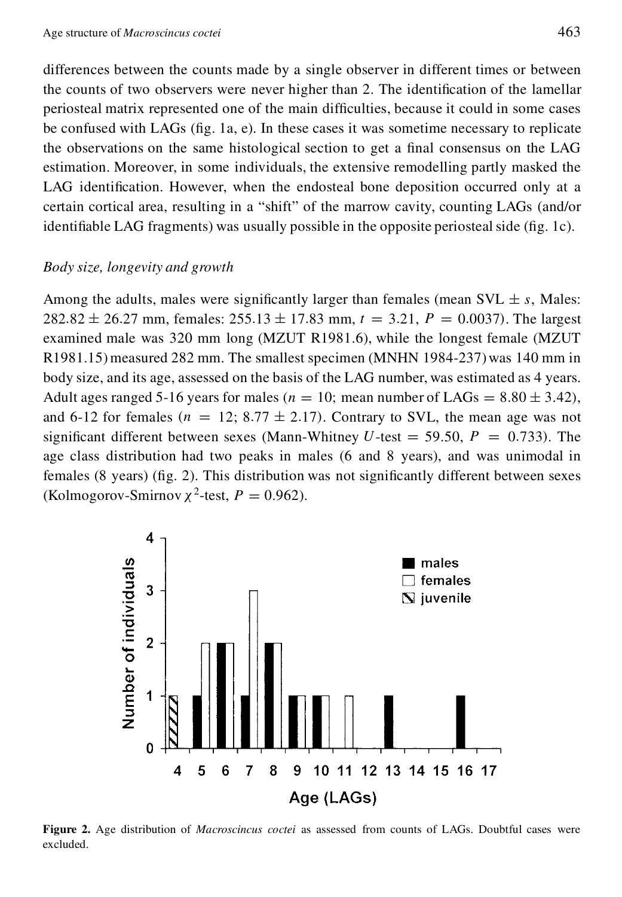differences between the counts made by a single observer in different times or between the counts of two observers were never higher than 2. The identification of the lamellar periosteal matrix represented one of the main difficulties, because it could in some cases be confused with LAGs (fig. 1a, e). In these cases it was sometime necessary to replicate the observations on the same histological section to get a final consensus on the LAG estimation. Moreover, in some individuals, the extensive remodelling partly masked the LAG identification. However, when the endosteal bone deposition occurred only at a certain cortical area, resulting in a "shift" of the marrow cavity, counting LAGs (and/or identifiable LAG fragments) was usually possible in the opposite periosteal side (fig. 1c).

### *Body size, longevity and growth*

Among the adults, males were significantly larger than females (mean SVL $\pm$ *s*, Males: $282.82 \pm 26.27$ mm, females: $255.13 \pm 17.83$ mm, $t = 3.21$, $P = 0.0037$). The largest examined male was 320 mm long (MZUT R1981.6), while the longest female (MZUT R1981.15) measured 282 mm. The smallest specimen (MNHN 1984-237) was 140 mm in body size, and its age, assessed on the basis of the LAG number, was estimated as 4 years. Adult ages ranged 5-16 years for males ($n = 10$; mean number of LAGs $= 8.80 \pm 3.42$), and 6-12 for females ($n = 12$; $8.77 \pm 2.17$). Contrary to SVL, the mean age was not significant different between sexes (Mann-Whitney $U$-test $= 59.50$, $P = 0.733$). The age class distribution had two peaks in males (6 and 8 years), and was unimodal in females (8 years) (fig. 2). This distribution was not significantly different between sexes (Kolmogorov-Smirnov $\chi^2$-test, $P = 0.962$).

**Figure 2.** Age distribution of *Macroscincus coctei* as assessed from counts of LAGs. Doubtful cases were excluded.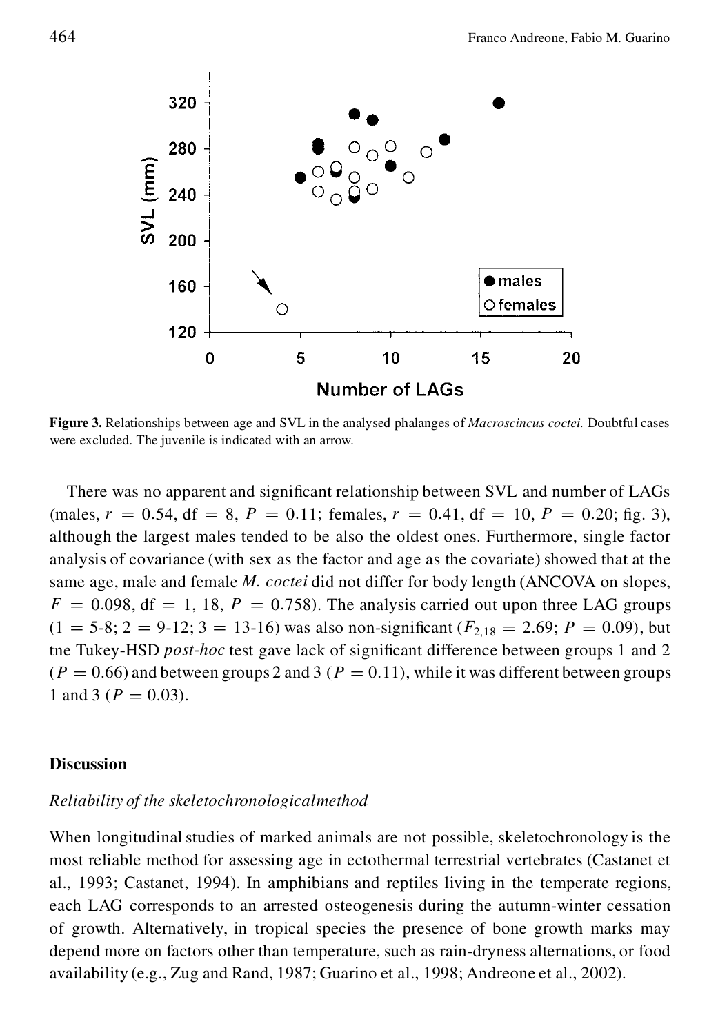Figure 3. Relationships between age and SVL in the analysed phalanges of *Macroscincus coctei*. Doubtful cases were excluded. The juvenile is indicated with an arrow.

There was no apparent and significant relationship between SVL and number of LAGs (males, $r = 0.54$, df $= 8$, $P = 0.11$; females, $r = 0.41$, df $= 10$, $P = 0.20$; fig. 3), although the largest males tended to be also the oldest ones. Furthermore, single factor analysis of covariance (with sex as the factor and age as the covariate) showed that at the same age, male and female *M. coctei* did not differ for body length (ANCOVA on slopes, $F = 0.098$, df $= 1, 18$, $P = 0.758$). The analysis carried out upon three LAG groups ($1 = 5$-$8$; $2 = 9$-$12$; $3 = 13$-$16$) was also non-significant ($F_{2,18} = 2.69$; $P = 0.09$), but tne Tukey-HSD *post-hoc* test gave lack of significant difference between groups 1 and 2 ($P = 0.66$) and between groups 2 and 3 ($P = 0.11$), while it was different between groups 1 and 3 ($P = 0.03$).

## Discussion

### *Reliability of the skeletochronologicalmethod*

When longitudinal studies of marked animals are not possible, skeletochronology is the most reliable method for assessing age in ectothermal terrestrial vertebrates (Castanet et al., 1993; Castanet, 1994). In amphibians and reptiles living in the temperate regions, each LAG corresponds to an arrested osteogenesis during the autumn-winter cessation of growth. Alternatively, in tropical species the presence of bone growth marks may depend more on factors other than temperature, such as rain-dryness alternations, or food availability (e.g., Zug and Rand, 1987; Guarino et al., 1998; Andreone et al., 2002).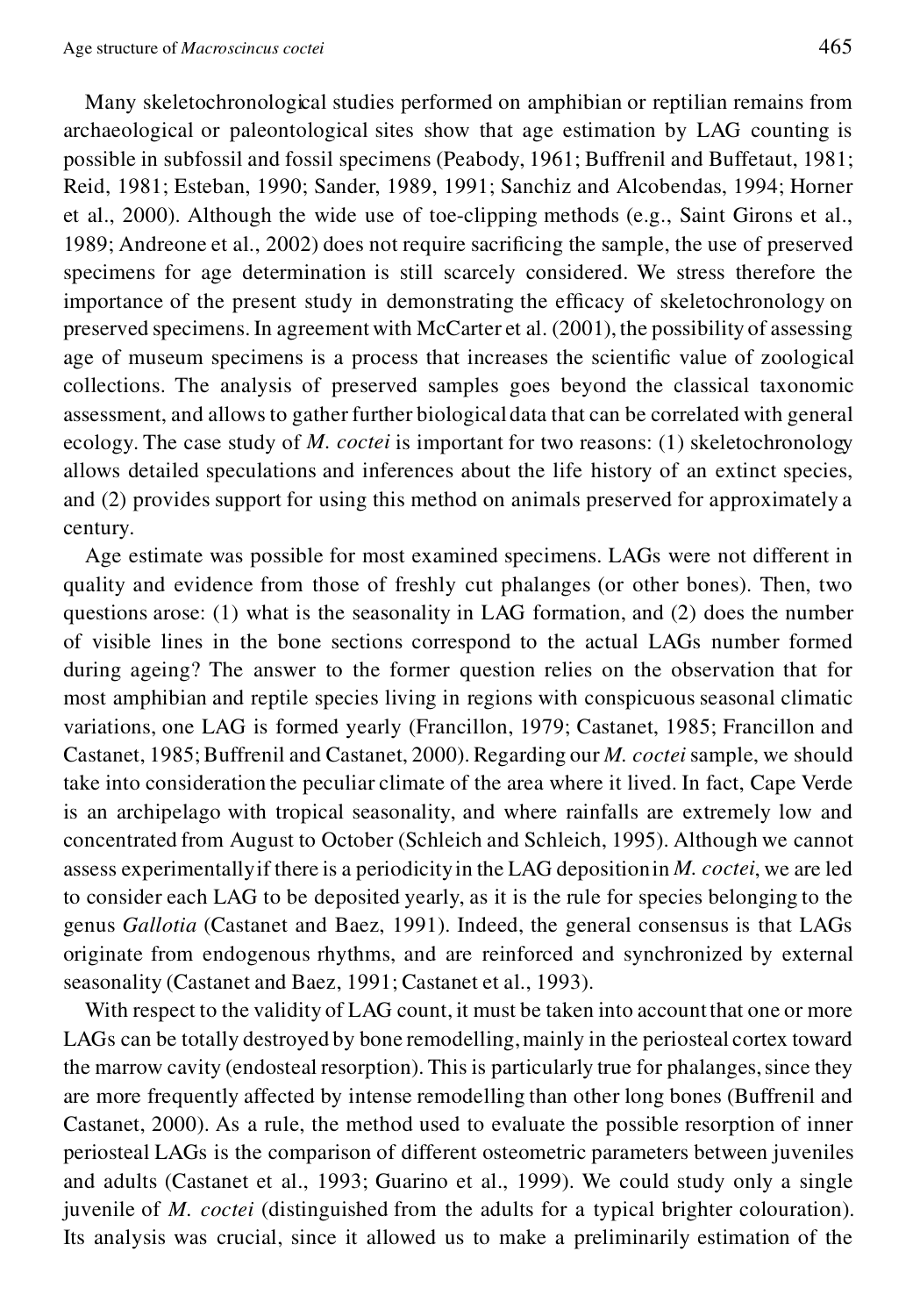Many skeletochronological studies performed on amphibian or reptilian remains from archaeological or paleontological sites show that age estimation by LAG counting is possible in subfossil and fossil specimens (Peabody, 1961; Buffrenil and Buffetaut, 1981; Reid, 1981; Esteban, 1990; Sander, 1989, 1991; Sanchiz and Alcobendas, 1994; Horner et al., 2000). Although the wide use of toe-clipping methods (e.g., Saint Girons et al., 1989; Andreone et al., 2002) does not require sacrificing the sample, the use of preserved specimens for age determination is still scarcely considered. We stress therefore the importance of the present study in demonstrating the efficacy of skeletochronology on preserved specimens. In agreement with McCarter et al. (2001), the possibility of assessing age of museum specimens is a process that increases the scientific value of zoological collections. The analysis of preserved samples goes beyond the classical taxonomic assessment, and allows to gather further biological data that can be correlated with general ecology. The case study of *M. coctei* is important for two reasons: (1) skeletochronology allows detailed speculations and inferences about the life history of an extinct species, and (2) provides support for using this method on animals preserved for approximately a century.

Age estimate was possible for most examined specimens. LAGs were not different in quality and evidence from those of freshly cut phalanges (or other bones). Then, two questions arose: (1) what is the seasonality in LAG formation, and (2) does the number of visible lines in the bone sections correspond to the actual LAGs number formed during ageing? The answer to the former question relies on the observation that for most amphibian and reptile species living in regions with conspicuous seasonal climatic variations, one LAG is formed yearly (Francillon, 1979; Castanet, 1985; Francillon and Castanet, 1985; Buffrenil and Castanet, 2000). Regarding our *M. coctei* sample, we should take into consideration the peculiar climate of the area where it lived. In fact, Cape Verde is an archipelago with tropical seasonality, and where rainfalls are extremely low and concentrated from August to October (Schleich and Schleich, 1995). Although we cannot assess experimentally if there is a periodicity in the LAG deposition in *M. coctei*, we are led to consider each LAG to be deposited yearly, as it is the rule for species belonging to the genus *Gallotia* (Castanet and Baez, 1991). Indeed, the general consensus is that LAGs originate from endogenous rhythms, and are reinforced and synchronized by external seasonality (Castanet and Baez, 1991; Castanet et al., 1993).

With respect to the validity of LAG count, it must be taken into account that one or more LAGs can be totally destroyed by bone remodelling, mainly in the periosteal cortex toward the marrow cavity (endosteal resorption). This is particularly true for phalanges, since they are more frequently affected by intense remodelling than other long bones (Buffrenil and Castanet, 2000). As a rule, the method used to evaluate the possible resorption of inner periosteal LAGs is the comparison of different osteometric parameters between juveniles and adults (Castanet et al., 1993; Guarino et al., 1999). We could study only a single juvenile of *M. coctei* (distinguished from the adults for a typical brighter colouration). Its analysis was crucial, since it allowed us to make a preliminarily estimation of the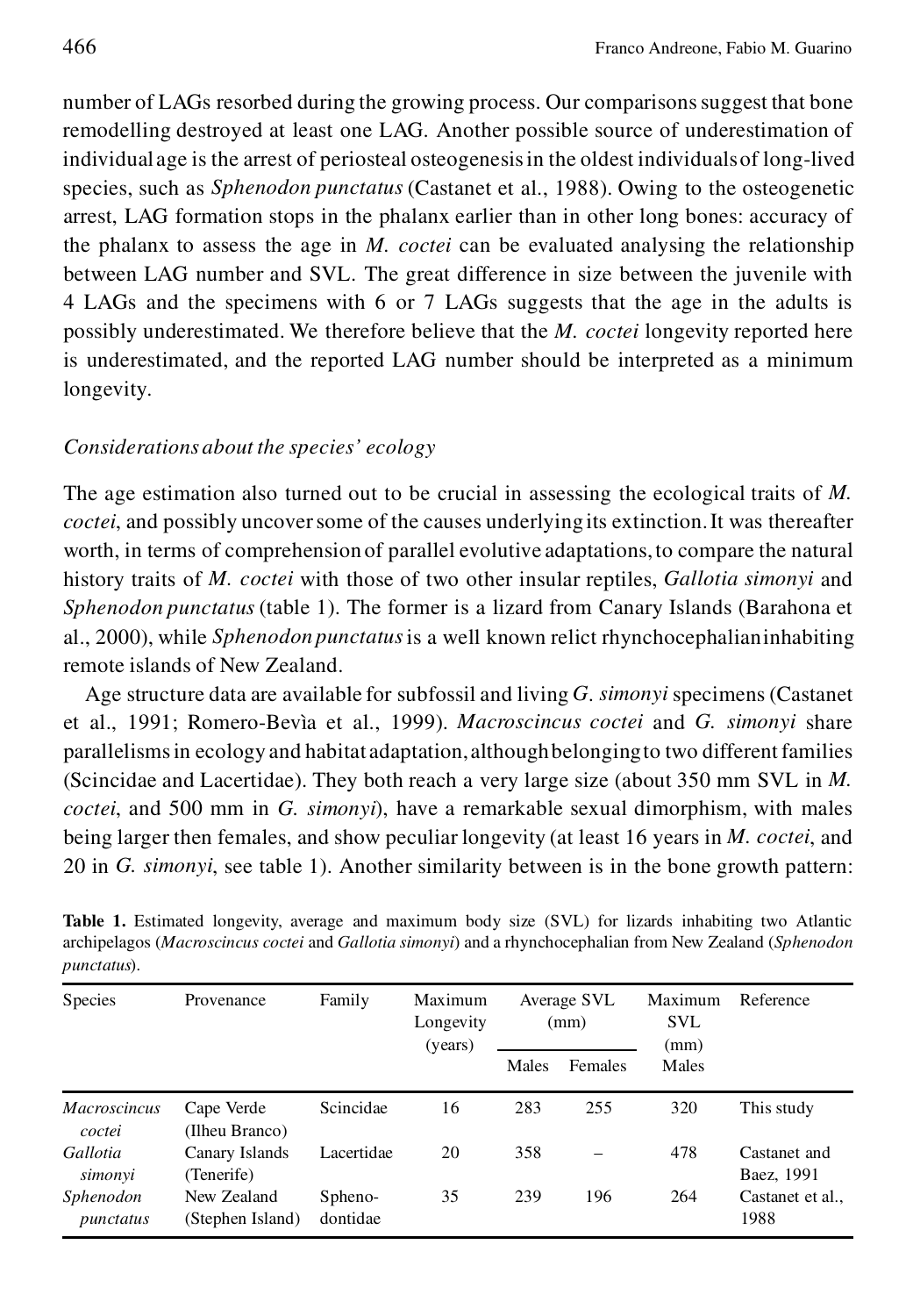number of LAGs resorbed during the growing process. Our comparisons suggest that bone remodelling destroyed at least one LAG. Another possible source of underestimation of individual age is the arrest of periosteal osteogenesis in the oldest individuals of long-lived species, such as *Sphenodon punctatus* (Castanet et al., 1988). Owing to the osteogenetic arrest, LAG formation stops in the phalanx earlier than in other long bones: accuracy of the phalanx to assess the age in *M. coctei* can be evaluated analysing the relationship between LAG number and SVL. The great difference in size between the juvenile with 4 LAGs and the specimens with 6 or 7 LAGs suggests that the age in the adults is possibly underestimated. We therefore believe that the *M. coctei* longevity reported here is underestimated, and the reported LAG number should be interpreted as a minimum longevity.

*Considerations about the species' ecology*

The age estimation also turned out to be crucial in assessing the ecological traits of *M. coctei*, and possibly uncover some of the causes underlying its extinction. It was thereafter worth, in terms of comprehension of parallel evolutive adaptations, to compare the natural history traits of *M. coctei* with those of two other insular reptiles, *Gallotia simonyi* and *Sphenodon punctatus* (table 1). The former is a lizard from Canary Islands (Barahona et al., 2000), while *Sphenodon punctatus* is a well known relict rhynchocephalian inhabiting remote islands of New Zealand.

Age structure data are available for subfossil and living *G. simonyi* specimens (Castanet et al., 1991; Romero-Bevìa et al., 1999). *Macroscincus coctei* and *G. simonyi* share parallelisms in ecology and habitat adaptation, although belonging to two different families (Scincidae and Lacertidae). They both reach a very large size (about 350 mm SVL in *M. coctei*, and 500 mm in *G. simonyi*), have a remarkable sexual dimorphism, with males being larger then females, and show peculiar longevity (at least 16 years in *M. coctei*, and 20 in *G. simonyi*, see table 1). Another similarity between is in the bone growth pattern:

**Table 1.** Estimated longevity, average and maximum body size (SVL) for lizards inhabiting two Atlantic archipelagos (*Macroscincus coctei* and *Gallotia simonyi*) and a rhynchocephalian from New Zealand (*Sphenodon punctatus*).

| Species | Provenance | Family | Maximum Longevity (years) | Average SVL (mm) | | Maximum SVL (mm) | Reference |
|---|---|---|---|---|---|---|---|
| | | | | Males | Females | Males | |
| *Macroscincus coctei* | Cape Verde (Ilheu Branco) | Scincidae | 16 | 283 | 255 | 320 | This study |
| *Gallotia simonyi* | Canary Islands (Tenerife) | Lacertidae | 20 | 358 | – | 478 | Castanet and Baez, 1991 |
| *Sphenodon punctatus* | New Zealand (Stephen Island) | Sphenodontidae | 35 | 239 | 196 | 264 | Castanet et al., 1988 |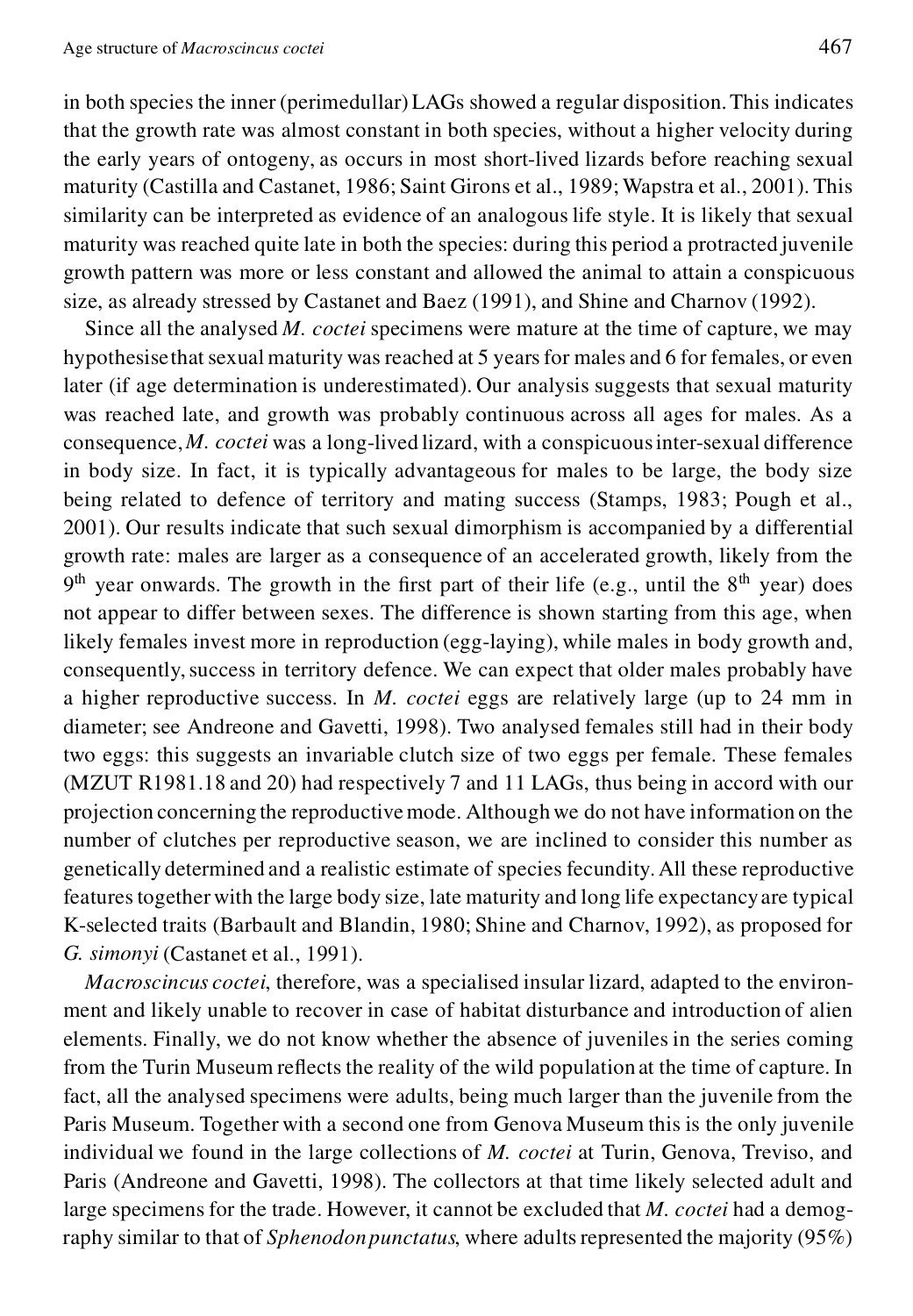in both species the inner (perimedullar) LAGs showed a regular disposition. This indicates that the growth rate was almost constant in both species, without a higher velocity during the early years of ontogeny, as occurs in most short-lived lizards before reaching sexual maturity (Castilla and Castanet, 1986; Saint Girons et al., 1989; Wapstra et al., 2001). This similarity can be interpreted as evidence of an analogous life style. It is likely that sexual maturity was reached quite late in both the species: during this period a protracted juvenile growth pattern was more or less constant and allowed the animal to attain a conspicuous size, as already stressed by Castanet and Baez (1991), and Shine and Charnov (1992).

Since all the analysed *M. coctei* specimens were mature at the time of capture, we may hypothesise that sexual maturity was reached at 5 years for males and 6 for females, or even later (if age determination is underestimated). Our analysis suggests that sexual maturity was reached late, and growth was probably continuous across all ages for males. As a consequence, *M. coctei* was a long-lived lizard, with a conspicuous inter-sexual difference in body size. In fact, it is typically advantageous for males to be large, the body size being related to defence of territory and mating success (Stamps, 1983; Pough et al., 2001). Our results indicate that such sexual dimorphism is accompanied by a differential growth rate: males are larger as a consequence of an accelerated growth, likely from the 9th year onwards. The growth in the first part of their life (e.g., until the 8th year) does not appear to differ between sexes. The difference is shown starting from this age, when likely females invest more in reproduction (egg-laying), while males in body growth and, consequently, success in territory defence. We can expect that older males probably have a higher reproductive success. In *M. coctei* eggs are relatively large (up to 24 mm in diameter; see Andreone and Gavetti, 1998). Two analysed females still had in their body two eggs: this suggests an invariable clutch size of two eggs per female. These females (MZUT R1981.18 and 20) had respectively 7 and 11 LAGs, thus being in accord with our projection concerning the reproductive mode. Although we do not have information on the number of clutches per reproductive season, we are inclined to consider this number as genetically determined and a realistic estimate of species fecundity. All these reproductive features together with the large body size, late maturity and long life expectancy are typical K-selected traits (Barbault and Blandin, 1980; Shine and Charnov, 1992), as proposed for *G. simonyi* (Castanet et al., 1991).

*Macroscincus coctei*, therefore, was a specialised insular lizard, adapted to the environment and likely unable to recover in case of habitat disturbance and introduction of alien elements. Finally, we do not know whether the absence of juveniles in the series coming from the Turin Museum reflects the reality of the wild population at the time of capture. In fact, all the analysed specimens were adults, being much larger than the juvenile from the Paris Museum. Together with a second one from Genova Museum this is the only juvenile individual we found in the large collections of *M. coctei* at Turin, Genova, Treviso, and Paris (Andreone and Gavetti, 1998). The collectors at that time likely selected adult and large specimens for the trade. However, it cannot be excluded that *M. coctei* had a demography similar to that of *Sphenodon punctatus*, where adults represented the majority (95%)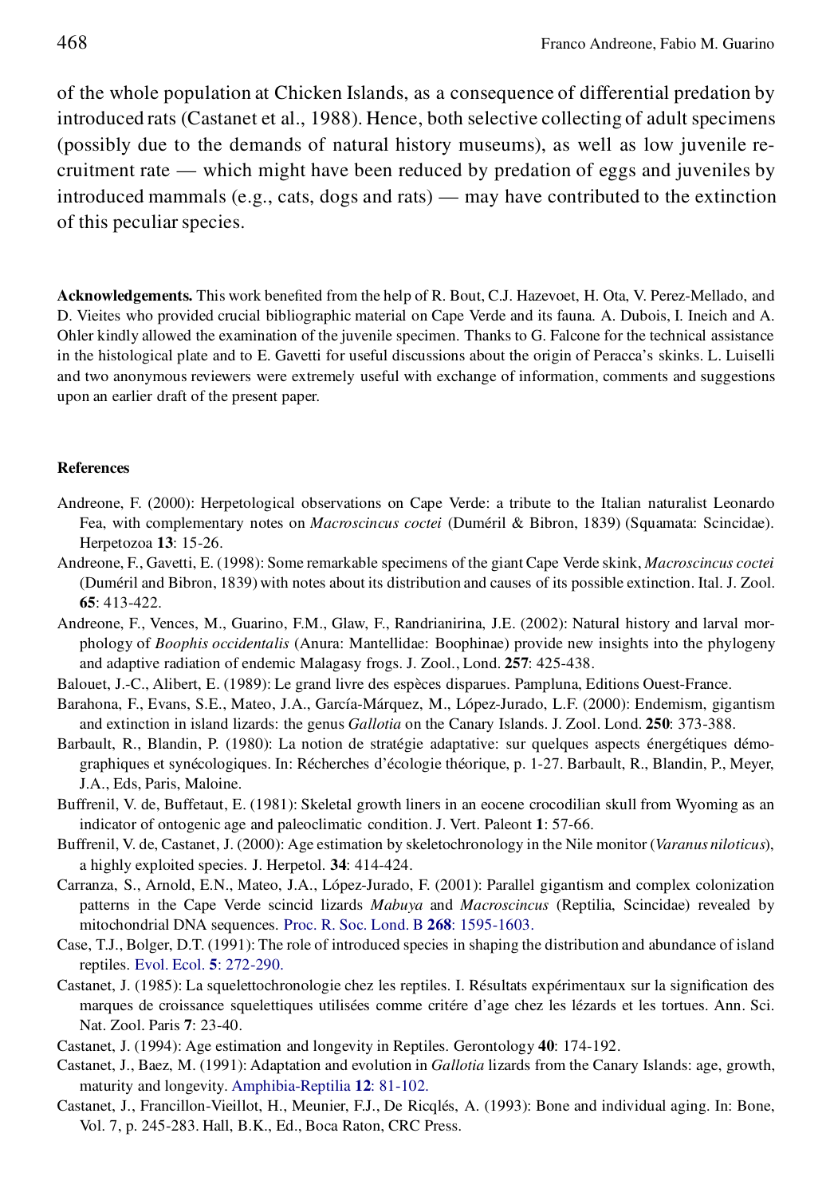of the whole population at Chicken Islands, as a consequence of differential predation by introduced rats (Castanet et al., 1988). Hence, both selective collecting of adult specimens (possibly due to the demands of natural history museums), as well as low juvenile recruitment rate — which might have been reduced by predation of eggs and juveniles by introduced mammals (e.g., cats, dogs and rats) — may have contributed to the extinction of this peculiar species.

**Acknowledgements.** This work benefited from the help of R. Bout, C.J. Hazevoet, H. Ota, V. Perez-Mellado, and D. Vieites who provided crucial bibliographic material on Cape Verde and its fauna. A. Dubois, I. Ineich and A. Ohler kindly allowed the examination of the juvenile specimen. Thanks to G. Falcone for the technical assistance in the histological plate and to E. Gavetti for useful discussions about the origin of Peracca's skinks. L. Luiselli and two anonymous reviewers were extremely useful with exchange of information, comments and suggestions upon an earlier draft of the present paper.

## References

Andreone, F. (2000): Herpetological observations on Cape Verde: a tribute to the Italian naturalist Leonardo Fea, with complementary notes on *Macroscincus coctei* (Duméril & Bibron, 1839) (Squamata: Scincidae). Herpetozoa **13**: 15-26.

Andreone, F., Gavetti, E. (1998): Some remarkable specimens of the giant Cape Verde skink, *Macroscincus coctei* (Duméril and Bibron, 1839) with notes about its distribution and causes of its possible extinction. Ital. J. Zool. **65**: 413-422.

Andreone, F., Vences, M., Guarino, F.M., Glaw, F., Randrianirina, J.E. (2002): Natural history and larval morphology of *Boophis occidentalis* (Anura: Mantellidae: Boophinae) provide new insights into the phylogeny and adaptive radiation of endemic Malagasy frogs. J. Zool., Lond. **257**: 425-438.

Balouet, J.-C., Alibert, E. (1989): Le grand livre des espèces disparues. Pampluna, Editions Ouest-France.

Barahona, F., Evans, S.E., Mateo, J.A., García-Márquez, M., López-Jurado, L.F. (2000): Endemism, gigantism and extinction in island lizards: the genus *Gallotia* on the Canary Islands. J. Zool. Lond. **250**: 373-388.

Barbault, R., Blandin, P. (1980): La notion de stratégie adaptative: sur quelques aspects énergétiques démographiques et synécologiques. In: Récherches d'écologie théorique, p. 1-27. Barbault, R., Blandin, P., Meyer, J.A., Eds, Paris, Maloine.

Buffrenil, V. de, Buffetaut, E. (1981): Skeletal growth liners in an eocene crocodilian skull from Wyoming as an indicator of ontogenic age and paleoclimatic condition. J. Vert. Paleont **1**: 57-66.

Buffrenil, V. de, Castanet, J. (2000): Age estimation by skeletochronology in the Nile monitor (*Varanus niloticus*), a highly exploited species. J. Herpetol. **34**: 414-424.

Carranza, S., Arnold, E.N., Mateo, J.A., López-Jurado, F. (2001): Parallel gigantism and complex colonization patterns in the Cape Verde scincid lizards *Mabuya* and *Macroscincus* (Reptilia, Scincidae) revealed by mitochondrial DNA sequences. Proc. R. Soc. Lond. B **268**: 1595-1603.

Case, T.J., Bolger, D.T. (1991): The role of introduced species in shaping the distribution and abundance of island reptiles. Evol. Ecol. **5**: 272-290.

Castanet, J. (1985): La squelettochronologie chez les reptiles. I. Résultats expérimentaux sur la signification des marques de croissance squelettiques utilisées comme critére d'age chez les lézards et les tortues. Ann. Sci. Nat. Zool. Paris **7**: 23-40.

Castanet, J. (1994): Age estimation and longevity in Reptiles. Gerontology **40**: 174-192.

Castanet, J., Baez, M. (1991): Adaptation and evolution in *Gallotia* lizards from the Canary Islands: age, growth, maturity and longevity. Amphibia-Reptilia **12**: 81-102.

Castanet, J., Francillon-Vieillot, H., Meunier, F.J., De Ricqlés, A. (1993): Bone and individual aging. In: Bone, Vol. 7, p. 245-283. Hall, B.K., Ed., Boca Raton, CRC Press.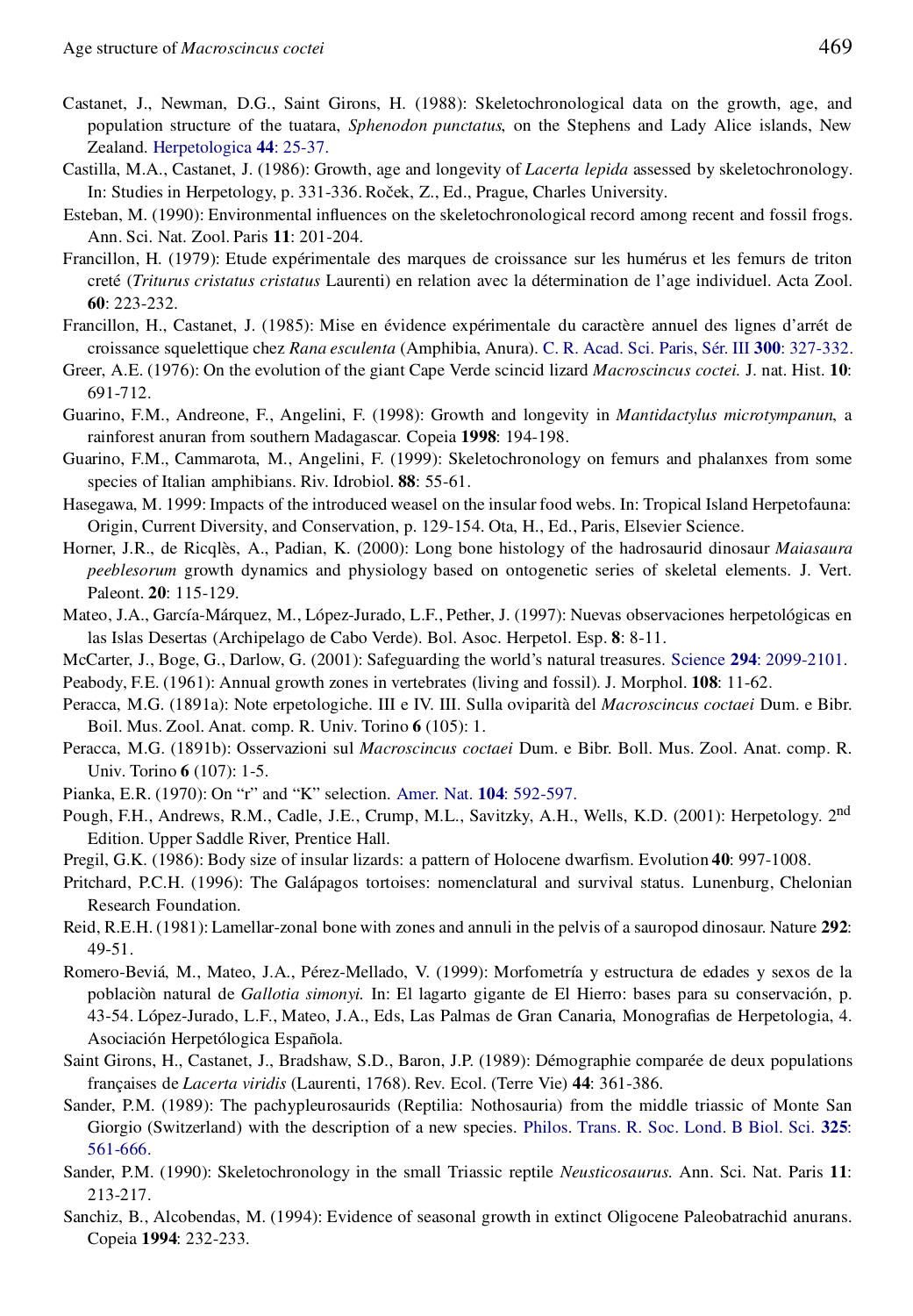Castanet, J., Newman, D.G., Saint Girons, H. (1988): Skeletochronological data on the growth, age, and population structure of the tuatara, *Sphenodon punctatus*, on the Stephens and Lady Alice islands, New Zealand. Herpetologica **44**: 25-37.

Castilla, M.A., Castanet, J. (1986): Growth, age and longevity of *Lacerta lepida* assessed by skeletochronology. In: Studies in Herpetology, p. 331-336. Roček, Z., Ed., Prague, Charles University.

Esteban, M. (1990): Environmental influences on the skeletochronological record among recent and fossil frogs. Ann. Sci. Nat. Zool. Paris **11**: 201-204.

Francillon, H. (1979): Etude expérimentale des marques de croissance sur les humérus et les femurs de triton creté (*Triturus cristatus cristatus* Laurenti) en relation avec la détermination de l'age individuel. Acta Zool. **60**: 223-232.

Francillon, H., Castanet, J. (1985): Mise en évidence expérimentale du caractère annuel des lignes d'arrét de croissance squelettique chez *Rana esculenta* (Amphibia, Anura). C. R. Acad. Sci. Paris, Sér. III **300**: 327-332.

Greer, A.E. (1976): On the evolution of the giant Cape Verde scincid lizard *Macroscincus coctei.* J. nat. Hist. **10**: 691-712.

Guarino, F.M., Andreone, F., Angelini, F. (1998): Growth and longevity in *Mantidactylus microtympanun*, a rainforest anuran from southern Madagascar. Copeia **1998**: 194-198.

Guarino, F.M., Cammarota, M., Angelini, F. (1999): Skeletochronology on femurs and phalanxes from some species of Italian amphibians. Riv. Idrobiol. **88**: 55-61.

Hasegawa, M. 1999: Impacts of the introduced weasel on the insular food webs. In: Tropical Island Herpetofauna: Origin, Current Diversity, and Conservation, p. 129-154. Ota, H., Ed., Paris, Elsevier Science.

Horner, J.R., de Ricqlès, A., Padian, K. (2000): Long bone histology of the hadrosaurid dinosaur *Maiasaura peeblesorum* growth dynamics and physiology based on ontogenetic series of skeletal elements. J. Vert. Paleont. **20**: 115-129.

Mateo, J.A., García-Márquez, M., López-Jurado, L.F., Pether, J. (1997): Nuevas observaciones herpetológicas en las Islas Desertas (Archipelago de Cabo Verde). Bol. Asoc. Herpetol. Esp. **8**: 8-11.

McCarter, J., Boge, G., Darlow, G. (2001): Safeguarding the world's natural treasures. Science **294**: 2099-2101.

Peabody, F.E. (1961): Annual growth zones in vertebrates (living and fossil). J. Morphol. **108**: 11-62.

Peracca, M.G. (1891a): Note erpetologiche. III e IV. III. Sulla oviparità del *Macroscincus coctaei* Dum. e Bibr. Boil. Mus. Zool. Anat. comp. R. Univ. Torino **6** (105): 1.

Peracca, M.G. (1891b): Osservazioni sul *Macroscincus coctaei* Dum. e Bibr. Boll. Mus. Zool. Anat. comp. R. Univ. Torino **6** (107): 1-5.

Pianka, E.R. (1970): On "r" and "K" selection. Amer. Nat. **104**: 592-597.

Pough, F.H., Andrews, R.M., Cadle, J.E., Crump, M.L., Savitzky, A.H., Wells, K.D. (2001): Herpetology. 2nd Edition. Upper Saddle River, Prentice Hall.

Pregil, G.K. (1986): Body size of insular lizards: a pattern of Holocene dwarfism. Evolution **40**: 997-1008.

Pritchard, P.C.H. (1996): The Galápagos tortoises: nomenclatural and survival status. Lunenburg, Chelonian Research Foundation.

Reid, R.E.H. (1981): Lamellar-zonal bone with zones and annuli in the pelvis of a sauropod dinosaur. Nature **292**: 49-51.

Romero-Beviá, M., Mateo, J.A., Pérez-Mellado, V. (1999): Morfometría y estructura de edades y sexos de la poblaciòn natural de *Gallotia simonyi.* In: El lagarto gigante de El Hierro: bases para su conservación, p. 43-54. López-Jurado, L.F., Mateo, J.A., Eds, Las Palmas de Gran Canaria, Monografias de Herpetologia, 4. Asociación Herpetólogica Española.

Saint Girons, H., Castanet, J., Bradshaw, S.D., Baron, J.P. (1989): Démographie comparée de deux populations françaises de *Lacerta viridis* (Laurenti, 1768). Rev. Ecol. (Terre Vie) **44**: 361-386.

Sander, P.M. (1989): The pachypleurosaurids (Reptilia: Nothosauria) from the middle triassic of Monte San Giorgio (Switzerland) with the description of a new species. Philos. Trans. R. Soc. Lond. B Biol. Sci. **325**: 561-666.

Sander, P.M. (1990): Skeletochronology in the small Triassic reptile *Neusticosaurus.* Ann. Sci. Nat. Paris **11**: 213-217.

Sanchiz, B., Alcobendas, M. (1994): Evidence of seasonal growth in extinct Oligocene Paleobatrachid anurans. Copeia **1994**: 232-233.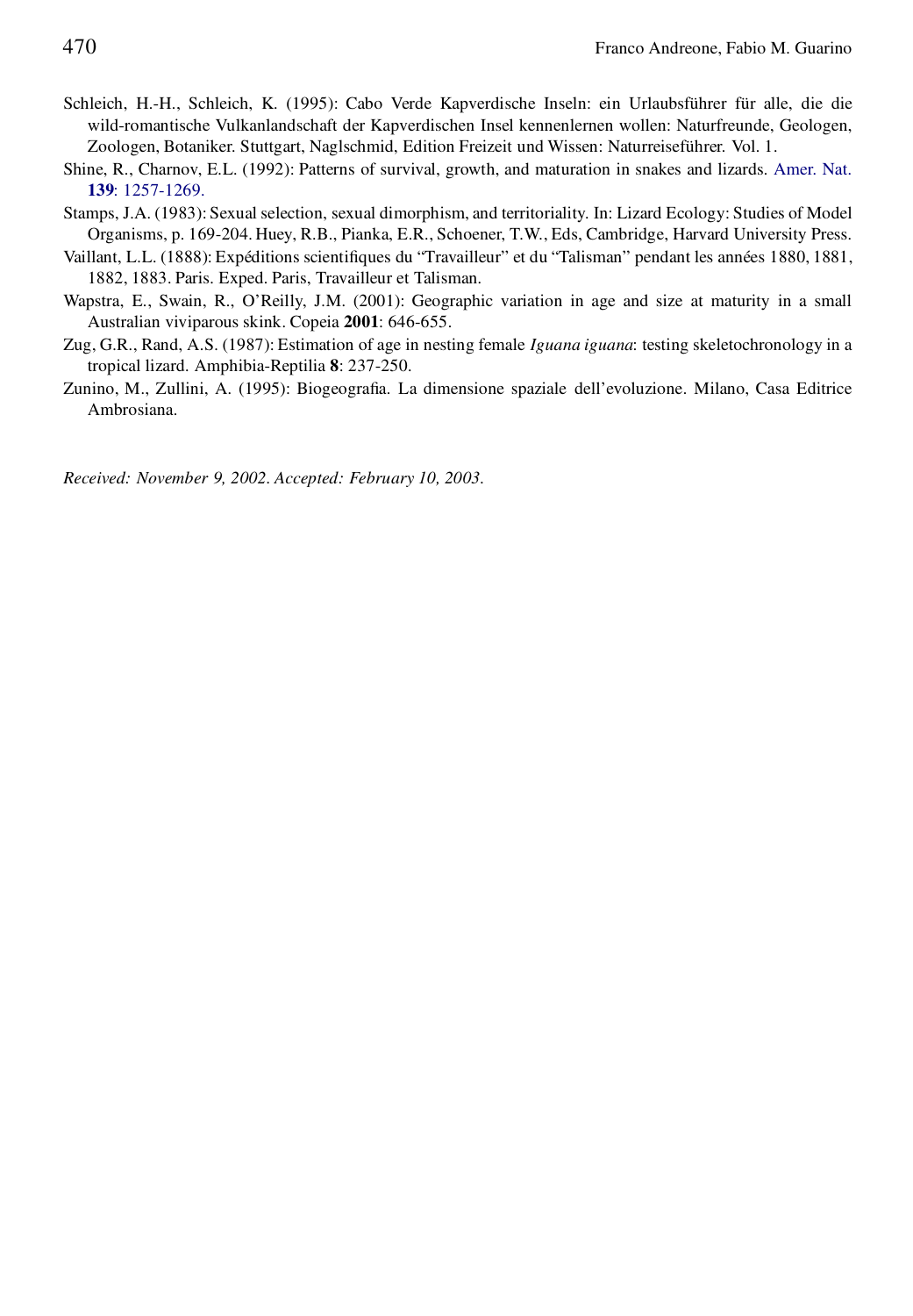Schleich, H.-H., Schleich, K. (1995): Cabo Verde Kapverdische Inseln: ein Urlaubsführer für alle, die die wild-romantische Vulkanlandschaft der Kapverdischen Insel kennenlernen wollen: Naturfreunde, Geologen, Zoologen, Botaniker. Stuttgart, Naglschmid, Edition Freizeit und Wissen: Naturreiseführer. Vol. 1.

Shine, R., Charnov, E.L. (1992): Patterns of survival, growth, and maturation in snakes and lizards. Amer. Nat. **139**: 1257-1269.

Stamps, J.A. (1983): Sexual selection, sexual dimorphism, and territoriality. In: Lizard Ecology: Studies of Model Organisms, p. 169-204. Huey, R.B., Pianka, E.R., Schoener, T.W., Eds, Cambridge, Harvard University Press.

Vaillant, L.L. (1888): Expéditions scientifiques du “Travailleur” et du “Talisman” pendant les années 1880, 1881, 1882, 1883. Paris. Exped. Paris, Travailleur et Talisman.

Wapstra, E., Swain, R., O’Reilly, J.M. (2001): Geographic variation in age and size at maturity in a small Australian viviparous skink. Copeia **2001**: 646-655.

Zug, G.R., Rand, A.S. (1987): Estimation of age in nesting female *Iguana iguana*: testing skeletochronology in a tropical lizard. Amphibia-Reptilia **8**: 237-250.

Zunino, M., Zullini, A. (1995): Biogeografia. La dimensione spaziale dell’evoluzione. Milano, Casa Editrice Ambrosiana.

*Received: November 9, 2002. Accepted: February 10, 2003.*